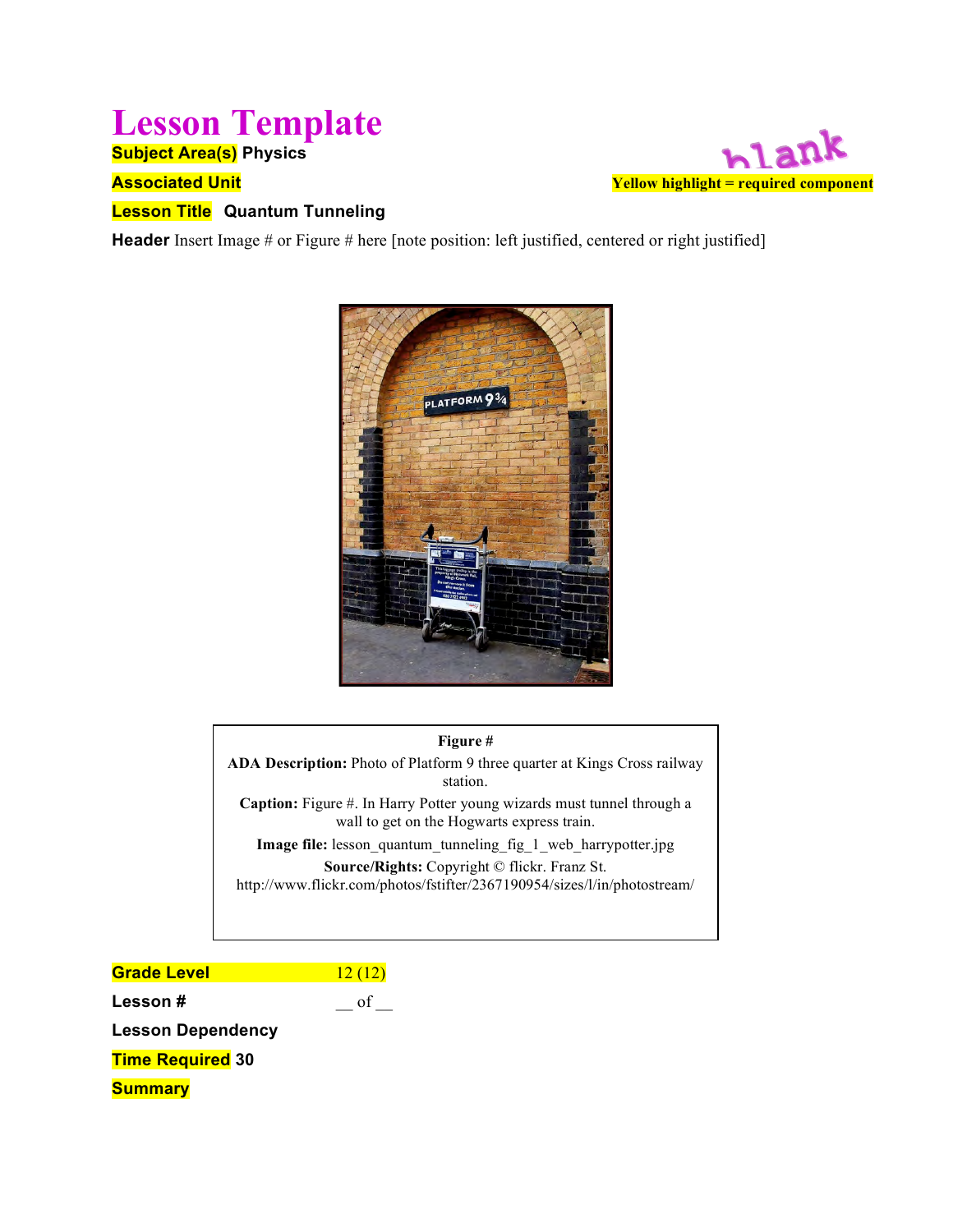# Lesson Template

blank

**Yellow highlight = required component**

**Subject Area(s)** Physics

**Associated Unit**

**Lesson Title** Quantum Tunneling

**Header** Insert Image # or Figure # here [note position: left justified, centered or right justified]

**Figure #**

**ADA Description:** Photo of Platform 9 three quarter at Kings Cross railway station.

**Caption:** Figure #. In Harry Potter young wizards must tunnel through a wall to get on the Hogwarts express train.

**Image file:** lesson_quantum_tunneling_fig_1_web_harrypotter.jpg

**Source/Rights:** Copyright © flickr. Franz St. http://www.flickr.com/photos/fstifter/2367190954/sizes/l/in/photostream/

**Grade Level** 12 (12)

**Lesson #** __ of __

**Lesson Dependency**

**Time Required** 30

**Summary**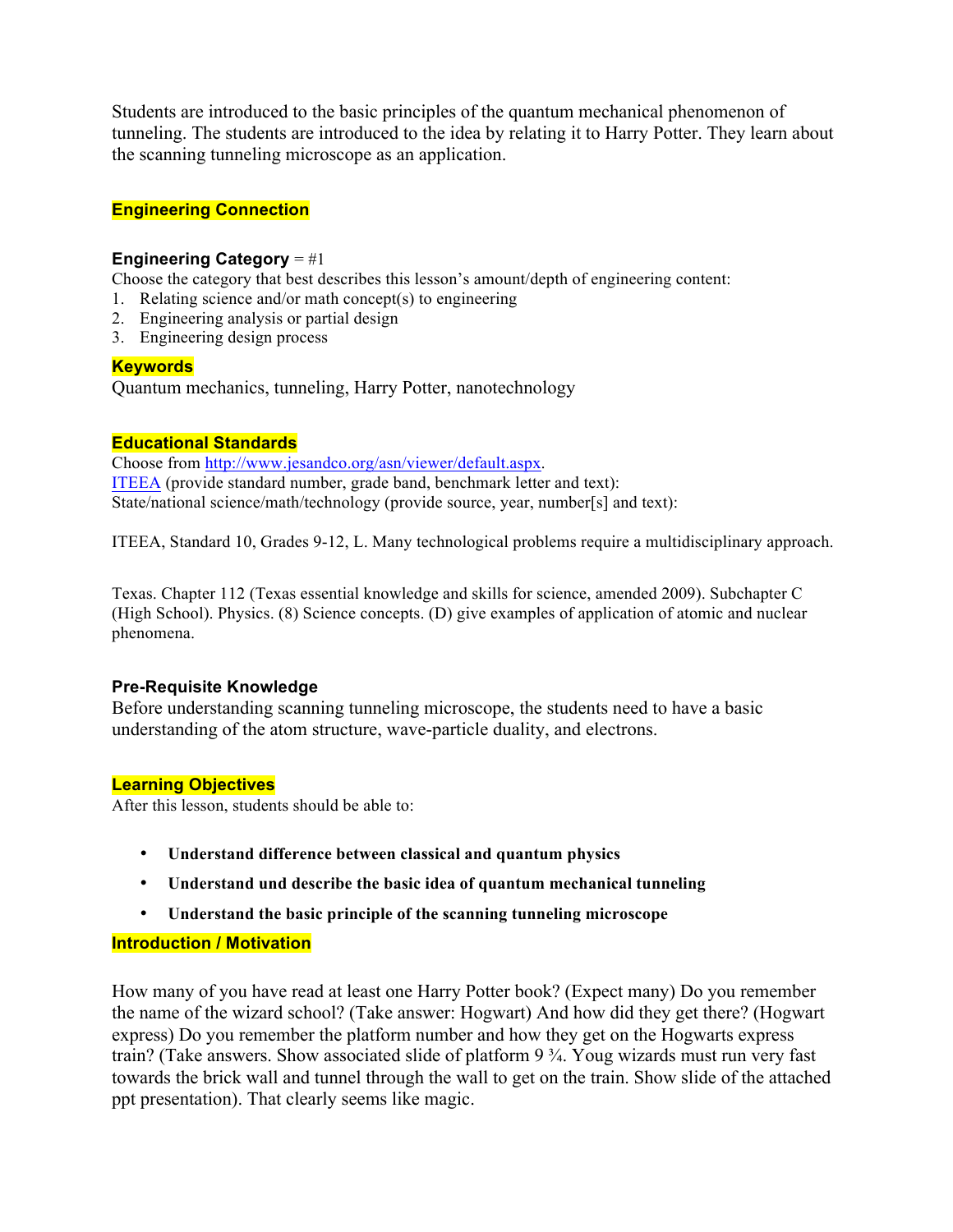Students are introduced to the basic principles of the quantum mechanical phenomenon of tunneling. The students are introduced to the idea by relating it to Harry Potter. They learn about the scanning tunneling microscope as an application.

## Engineering Connection

**Engineering Category** = #1

Choose the category that best describes this lesson's amount/depth of engineering content:

1. Relating science and/or math concept(s) to engineering
2. Engineering analysis or partial design
3. Engineering design process

## Keywords

Quantum mechanics, tunneling, Harry Potter, nanotechnology

## Educational Standards

Choose from http://www.jesandco.org/asn/viewer/default.aspx.
ITEEA (provide standard number, grade band, benchmark letter and text):
State/national science/math/technology (provide source, year, number[s] and text):

ITEEA, Standard 10, Grades 9-12, L. Many technological problems require a multidisciplinary approach.

Texas. Chapter 112 (Texas essential knowledge and skills for science, amended 2009). Subchapter C (High School). Physics. (8) Science concepts. (D) give examples of application of atomic and nuclear phenomena.

**Pre-Requisite Knowledge**

Before understanding scanning tunneling microscope, the students need to have a basic understanding of the atom structure, wave-particle duality, and electrons.

## Learning Objectives

After this lesson, students should be able to:

- **Understand difference between classical and quantum physics**
- **Understand und describe the basic idea of quantum mechanical tunneling**
- **Understand the basic principle of the scanning tunneling microscope**

## Introduction / Motivation

How many of you have read at least one Harry Potter book? (Expect many) Do you remember the name of the wizard school? (Take answer: Hogwart) And how did they get there? (Hogwart express) Do you remember the platform number and how they get on the Hogwarts express train? (Take answers. Show associated slide of platform 9 ¾. Youg wizards must run very fast towards the brick wall and tunnel through the wall to get on the train. Show slide of the attached ppt presentation). That clearly seems like magic.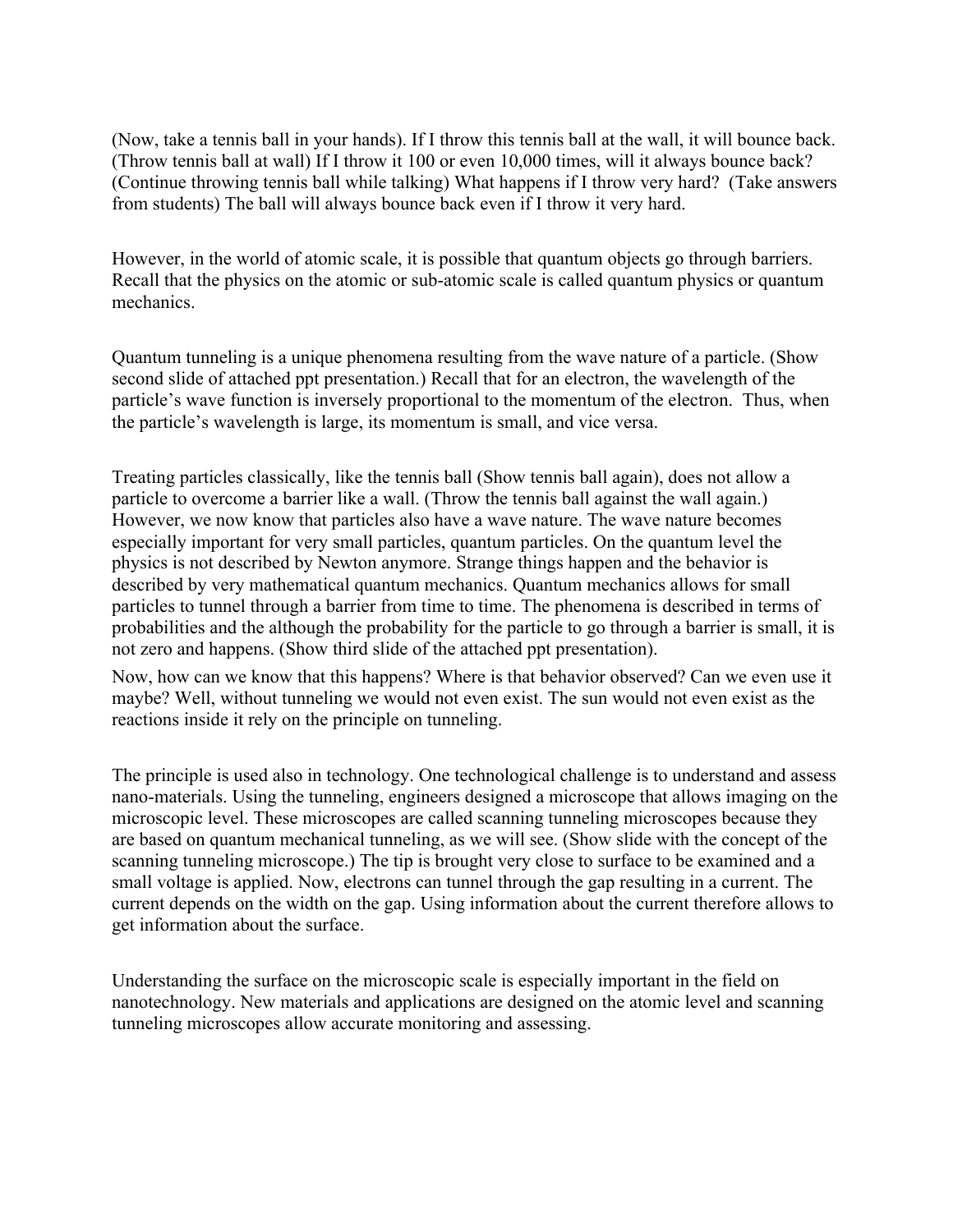(Now, take a tennis ball in your hands). If I throw this tennis ball at the wall, it will bounce back. (Throw tennis ball at wall) If I throw it 100 or even 10,000 times, will it always bounce back? (Continue throwing tennis ball while talking) What happens if I throw very hard? (Take answers from students) The ball will always bounce back even if I throw it very hard.

However, in the world of atomic scale, it is possible that quantum objects go through barriers. Recall that the physics on the atomic or sub-atomic scale is called quantum physics or quantum mechanics.

Quantum tunneling is a unique phenomena resulting from the wave nature of a particle. (Show second slide of attached ppt presentation.) Recall that for an electron, the wavelength of the particle's wave function is inversely proportional to the momentum of the electron. Thus, when the particle's wavelength is large, its momentum is small, and vice versa.

Treating particles classically, like the tennis ball (Show tennis ball again), does not allow a particle to overcome a barrier like a wall. (Throw the tennis ball against the wall again.) However, we now know that particles also have a wave nature. The wave nature becomes especially important for very small particles, quantum particles. On the quantum level the physics is not described by Newton anymore. Strange things happen and the behavior is described by very mathematical quantum mechanics. Quantum mechanics allows for small particles to tunnel through a barrier from time to time. The phenomena is described in terms of probabilities and the although the probability for the particle to go through a barrier is small, it is not zero and happens. (Show third slide of the attached ppt presentation).

Now, how can we know that this happens? Where is that behavior observed? Can we even use it maybe? Well, without tunneling we would not even exist. The sun would not even exist as the reactions inside it rely on the principle on tunneling.

The principle is used also in technology. One technological challenge is to understand and assess nano-materials. Using the tunneling, engineers designed a microscope that allows imaging on the microscopic level. These microscopes are called scanning tunneling microscopes because they are based on quantum mechanical tunneling, as we will see. (Show slide with the concept of the scanning tunneling microscope.) The tip is brought very close to surface to be examined and a small voltage is applied. Now, electrons can tunnel through the gap resulting in a current. The current depends on the width on the gap. Using information about the current therefore allows to get information about the surface.

Understanding the surface on the microscopic scale is especially important in the field on nanotechnology. New materials and applications are designed on the atomic level and scanning tunneling microscopes allow accurate monitoring and assessing.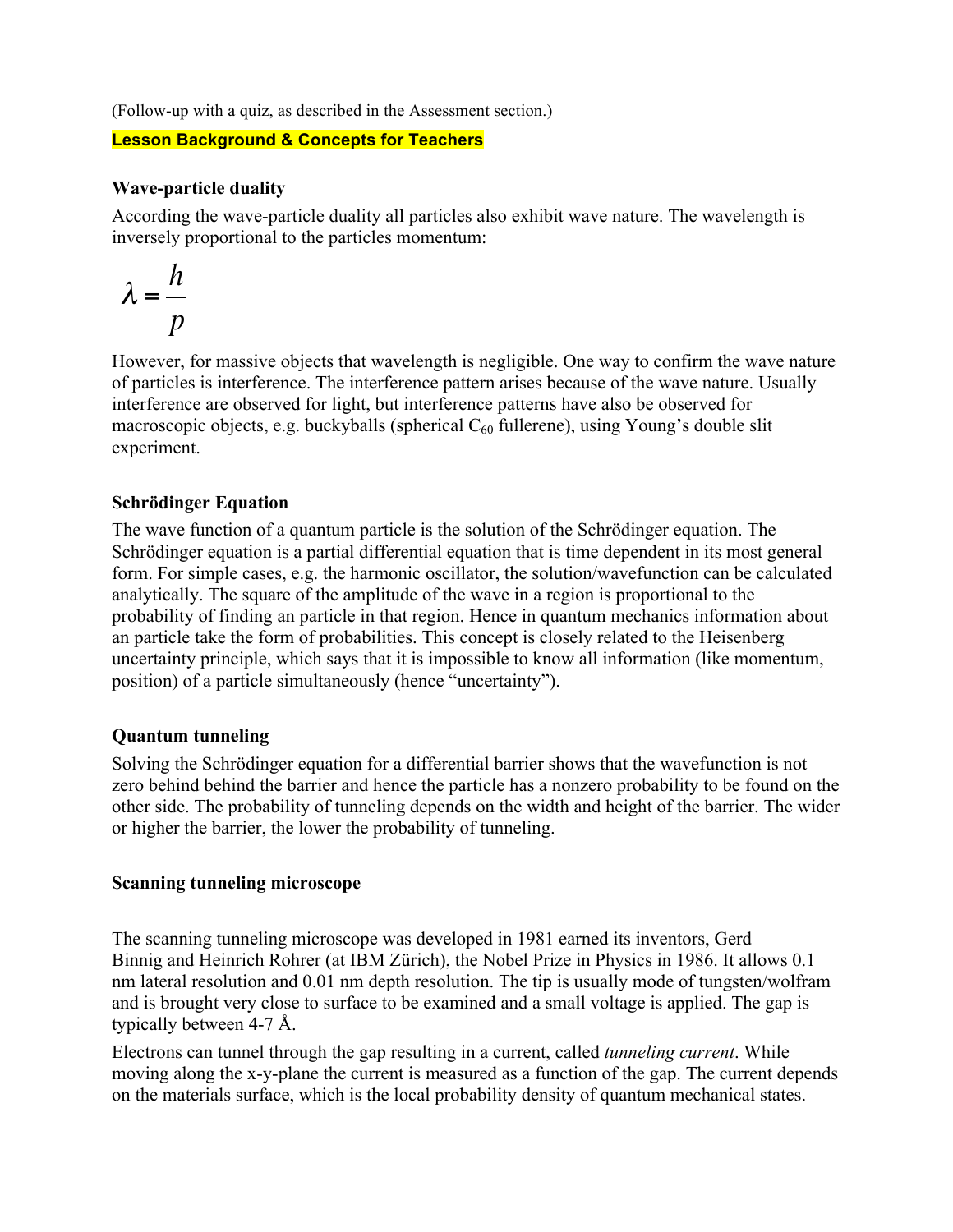(Follow-up with a quiz, as described in the Assessment section.)

**Lesson Background & Concepts for Teachers**

### Wave-particle duality

According the wave-particle duality all particles also exhibit wave nature. The wavelength is inversely proportional to the particles momentum:

$$\lambda = \frac{h}{p}$$

However, for massive objects that wavelength is negligible. One way to confirm the wave nature of particles is interference. The interference pattern arises because of the wave nature. Usually interference are observed for light, but interference patterns have also be observed for macroscopic objects, e.g. buckyballs (spherical $C_{60}$ fullerene), using Young's double slit experiment.

### Schrödinger Equation

The wave function of a quantum particle is the solution of the Schrödinger equation. The Schrödinger equation is a partial differential equation that is time dependent in its most general form. For simple cases, e.g. the harmonic oscillator, the solution/wavefunction can be calculated analytically. The square of the amplitude of the wave in a region is proportional to the probability of finding an particle in that region. Hence in quantum mechanics information about an particle take the form of probabilities. This concept is closely related to the Heisenberg uncertainty principle, which says that it is impossible to know all information (like momentum, position) of a particle simultaneously (hence "uncertainty").

### Quantum tunneling

Solving the Schrödinger equation for a differential barrier shows that the wavefunction is not zero behind behind the barrier and hence the particle has a nonzero probability to be found on the other side. The probability of tunneling depends on the width and height of the barrier. The wider or higher the barrier, the lower the probability of tunneling.

### Scanning tunneling microscope

The scanning tunneling microscope was developed in 1981 earned its inventors, Gerd Binnig and Heinrich Rohrer (at IBM Zürich), the Nobel Prize in Physics in 1986. It allows 0.1 nm lateral resolution and 0.01 nm depth resolution. The tip is usually mode of tungsten/wolfram and is brought very close to surface to be examined and a small voltage is applied. The gap is typically between 4-7 Å.

Electrons can tunnel through the gap resulting in a current, called *tunneling current*. While moving along the x-y-plane the current is measured as a function of the gap. The current depends on the materials surface, which is the local probability density of quantum mechanical states.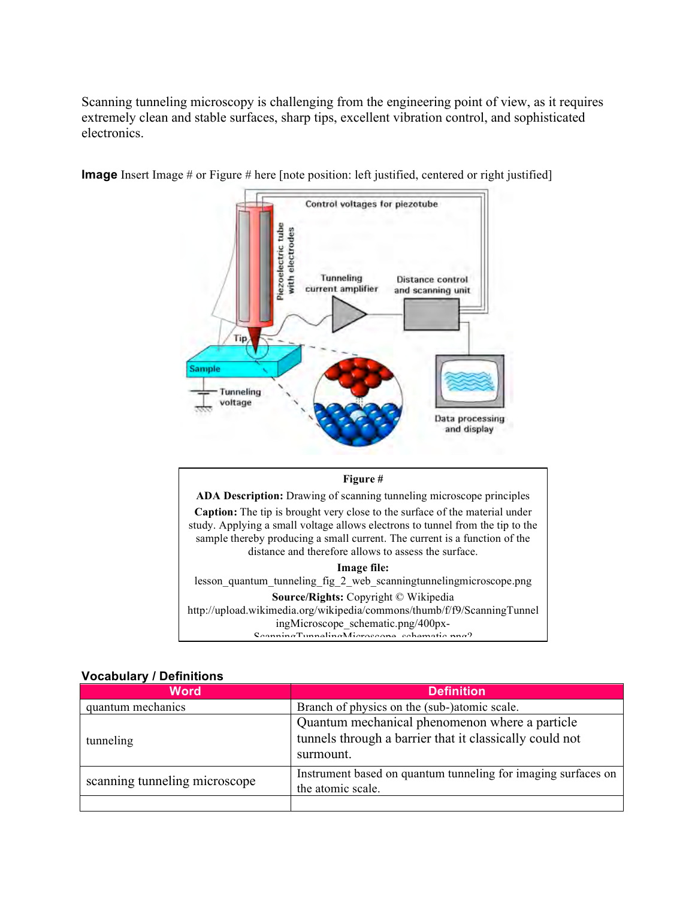Scanning tunneling microscopy is challenging from the engineering point of view, as it requires extremely clean and stable surfaces, sharp tips, excellent vibration control, and sophisticated electronics.

**Image** Insert Image # or Figure # here [note position: left justified, centered or right justified]

| **Figure #** |
|---|
| **ADA Description:** Drawing of scanning tunneling microscope principles |
| **Caption:** The tip is brought very close to the surface of the material under study. Applying a small voltage allows electrons to tunnel from the tip to the sample thereby producing a small current. The current is a function of the distance and therefore allows to assess the surface. |
| **Image file:** lesson_quantum_tunneling_fig_2_web_scanningtunnelingmicroscope.png |
| **Source/Rights:** Copyright © Wikipedia http://upload.wikimedia.org/wikipedia/commons/thumb/f/f9/ScanningTunnelingMicroscope_schematic.png/400px-ScanningTunnelingMicroscope_schematic.png? |

## Vocabulary / Definitions

| Word | Definition |
|---|---|
| quantum mechanics | Branch of physics on the (sub-)atomic scale. |
| tunneling | Quantum mechanical phenomenon where a particle tunnels through a barrier that it classically could not surmount. |
| scanning tunneling microscope | Instrument based on quantum tunneling for imaging surfaces on the atomic scale. |
| | |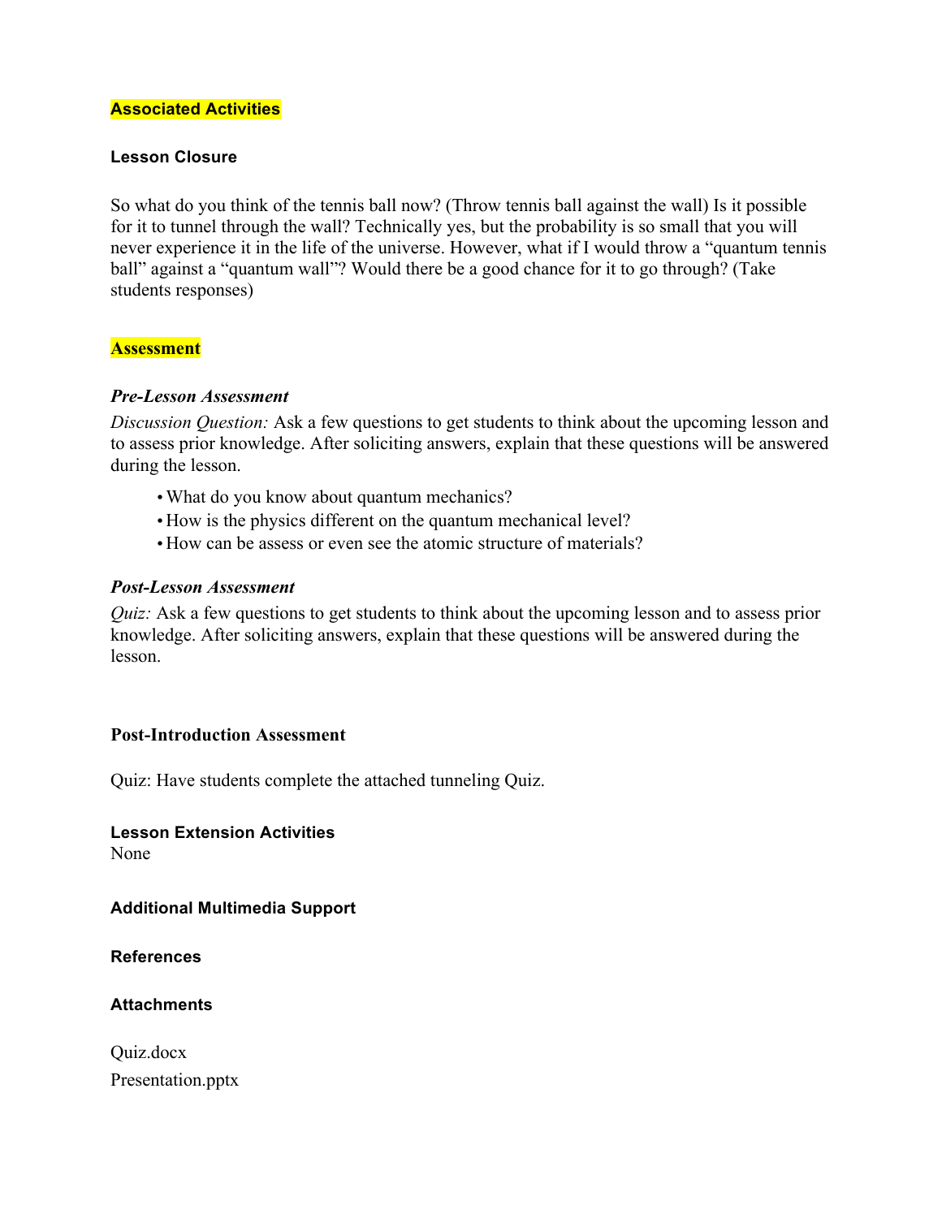## Associated Activities

### Lesson Closure

So what do you think of the tennis ball now? (Throw tennis ball against the wall) Is it possible for it to tunnel through the wall? Technically yes, but the probability is so small that you will never experience it in the life of the universe. However, what if I would throw a "quantum tennis ball" against a "quantum wall"? Would there be a good chance for it to go through? (Take students responses)

## Assessment

### *Pre-Lesson Assessment*

*Discussion Question:* Ask a few questions to get students to think about the upcoming lesson and to assess prior knowledge. After soliciting answers, explain that these questions will be answered during the lesson.

- What do you know about quantum mechanics?
- How is the physics different on the quantum mechanical level?
- How can be assess or even see the atomic structure of materials?

### *Post-Lesson Assessment*

*Quiz:* Ask a few questions to get students to think about the upcoming lesson and to assess prior knowledge. After soliciting answers, explain that these questions will be answered during the lesson.

### Post-Introduction Assessment

Quiz: Have students complete the attached tunneling Quiz.

### Lesson Extension Activities

None

### Additional Multimedia Support

### References

### Attachments

Quiz.docx

Presentation.pptx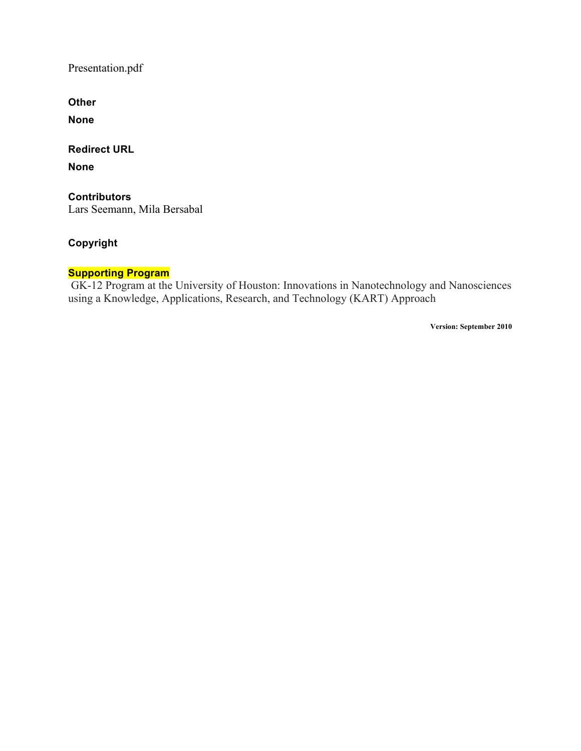Presentation.pdf

**Other**

**None**

**Redirect URL**

**None**

**Contributors**

Lars Seemann, Mila Bersabal

**Copyright**

**Supporting Program**

GK-12 Program at the University of Houston: Innovations in Nanotechnology and Nanosciences using a Knowledge, Applications, Research, and Technology (KART) Approach

**Version: September 2010**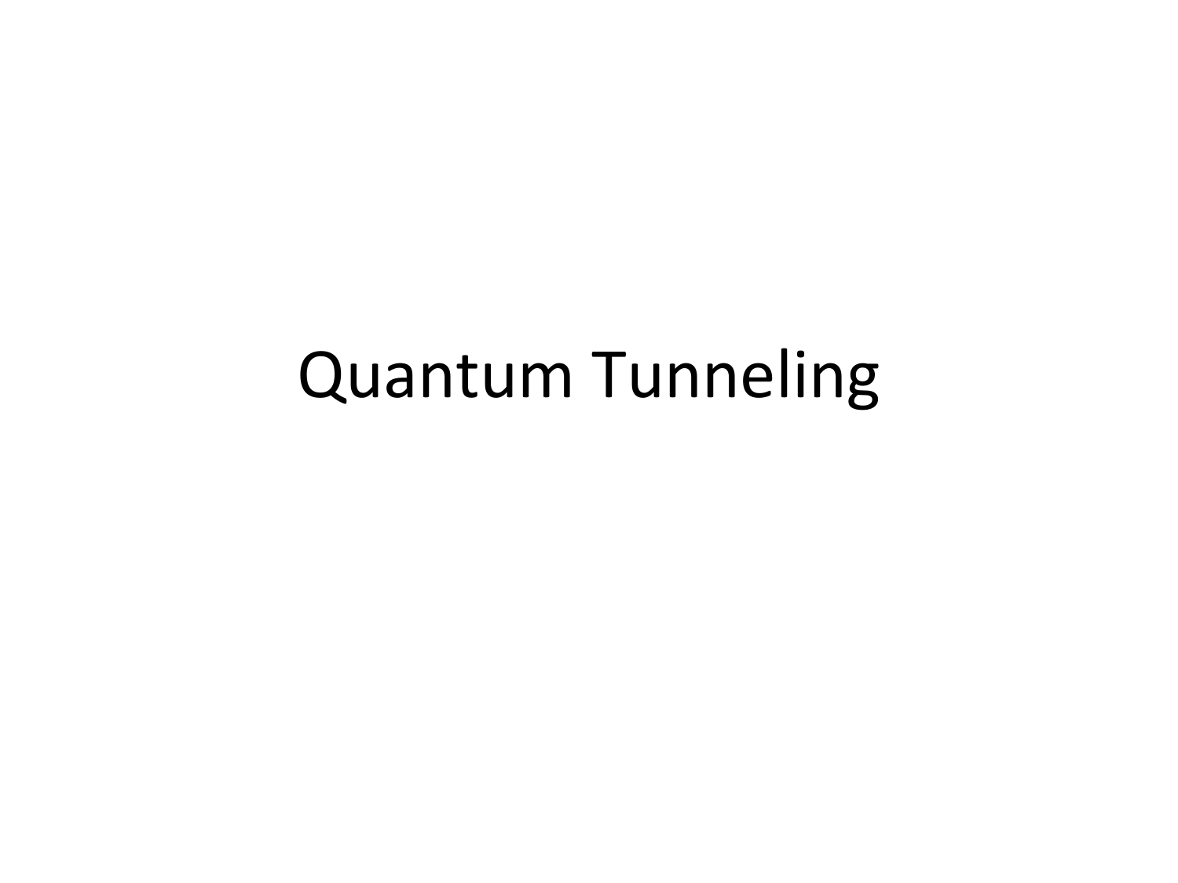# Quantum Tunneling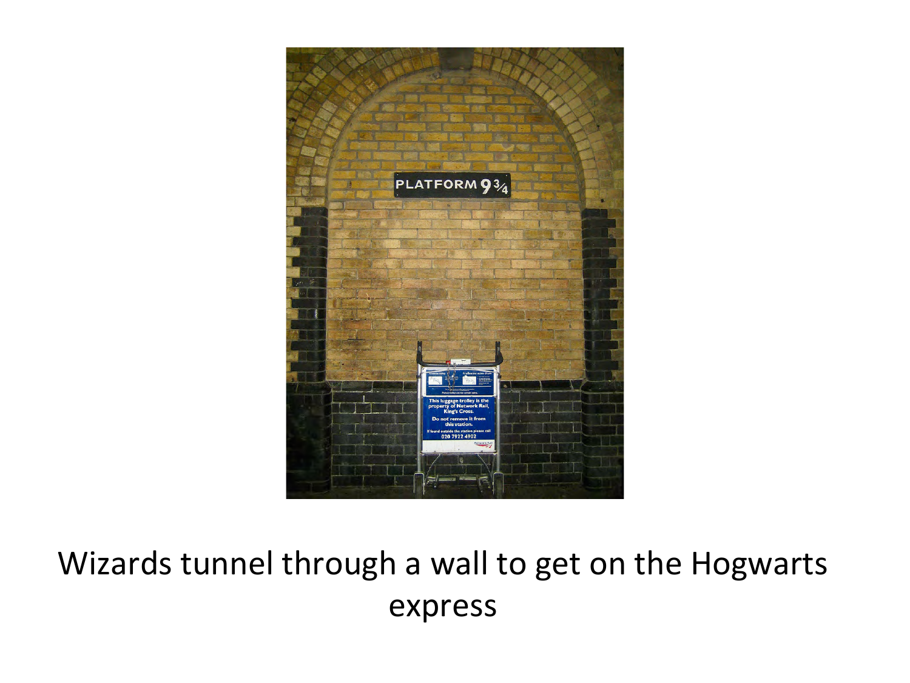Wizards tunnel through a wall to get on the Hogwarts express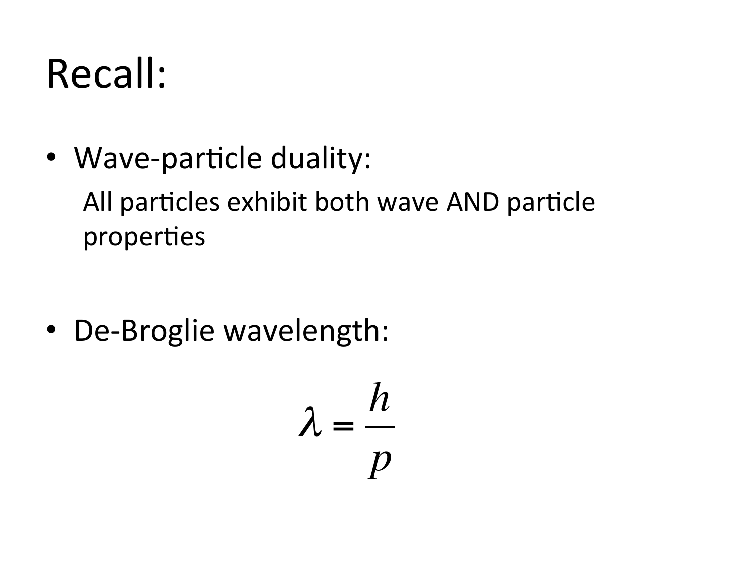# Recall:

- Wave-particle duality:

  All particles exhibit both wave AND particle properties

- De-Broglie wavelength:

$$\lambda = \frac{h}{p}$$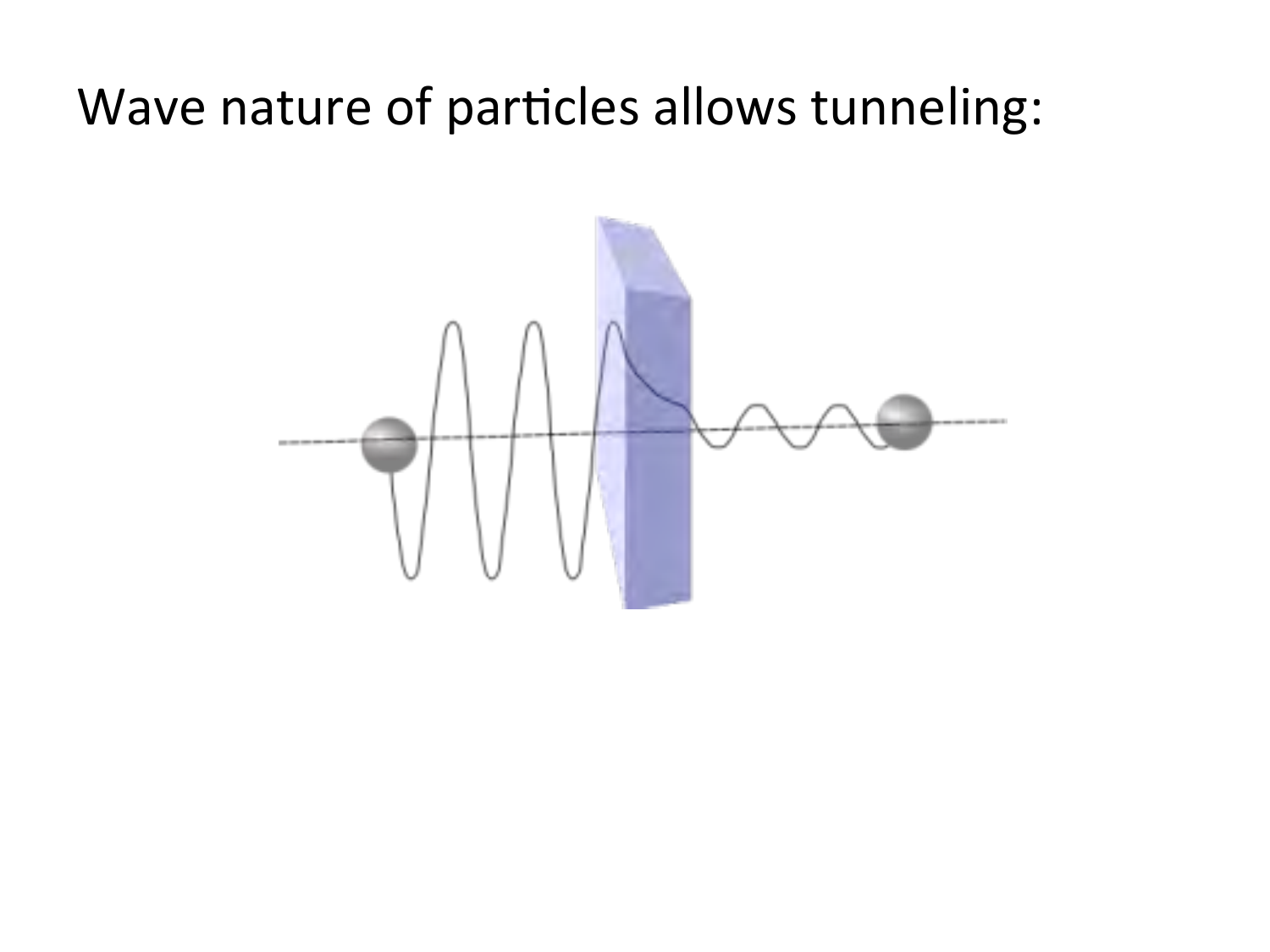Wave nature of particles allows tunneling: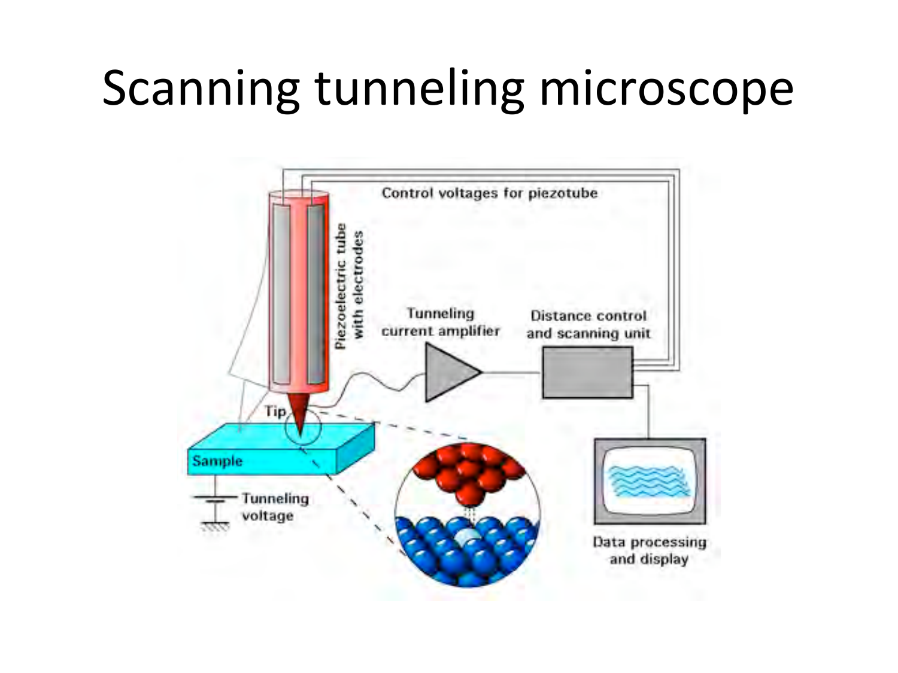# Scanning tunneling microscope

Control voltages for piezotube

Piezoelectric tube with electrodes

Tunneling current amplifier

Distance control and scanning unit

Tip

Sample

Tunneling voltage

Data processing and display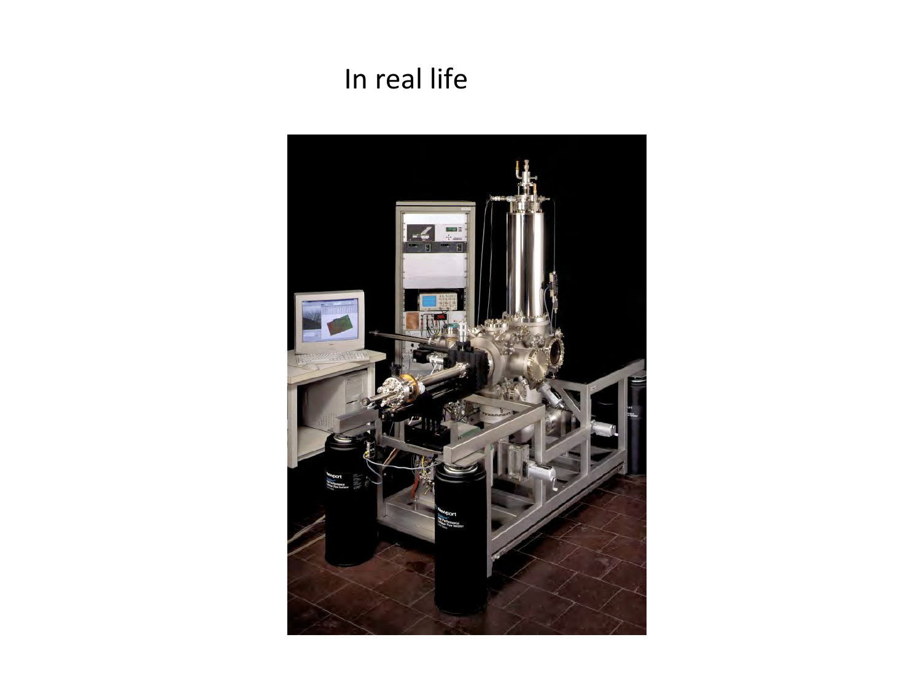In real life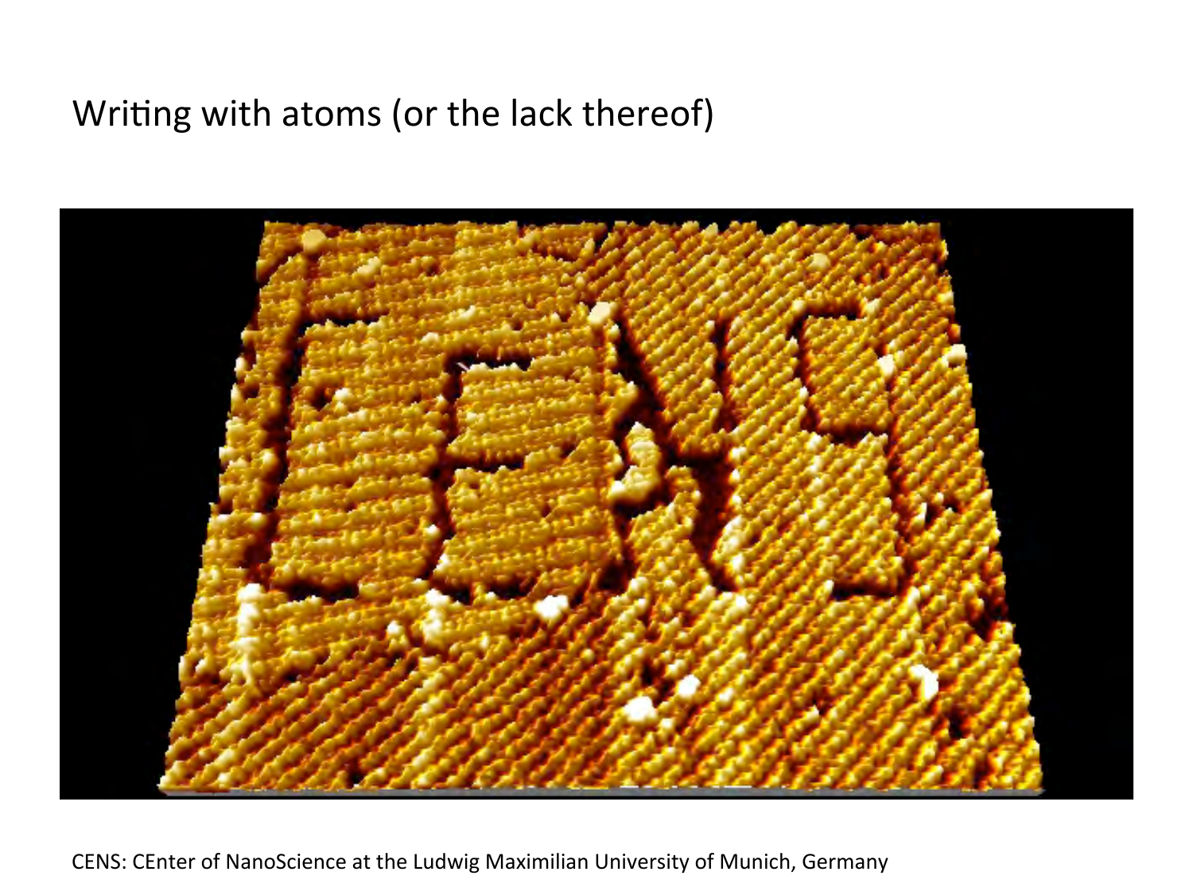# Writing with atoms (or the lack thereof)

CENS: CEnter of NanoScience at the Ludwig Maximilian University of Munich, Germany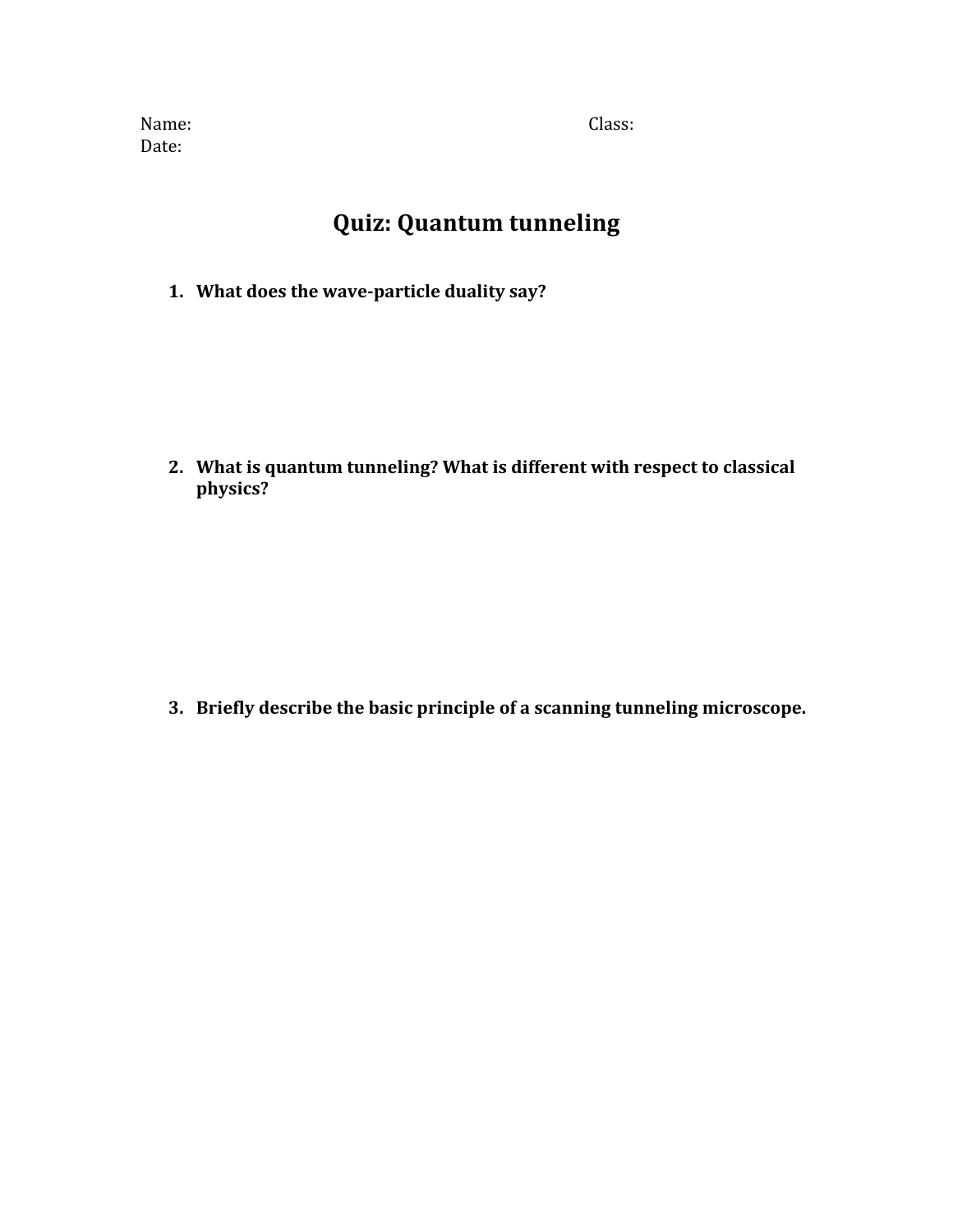Name: Class:
Date:

# Quiz: Quantum tunneling

1. **What does the wave-particle duality say?**

2. **What is quantum tunneling? What is different with respect to classical physics?**

3. **Briefly describe the basic principle of a scanning tunneling microscope.**